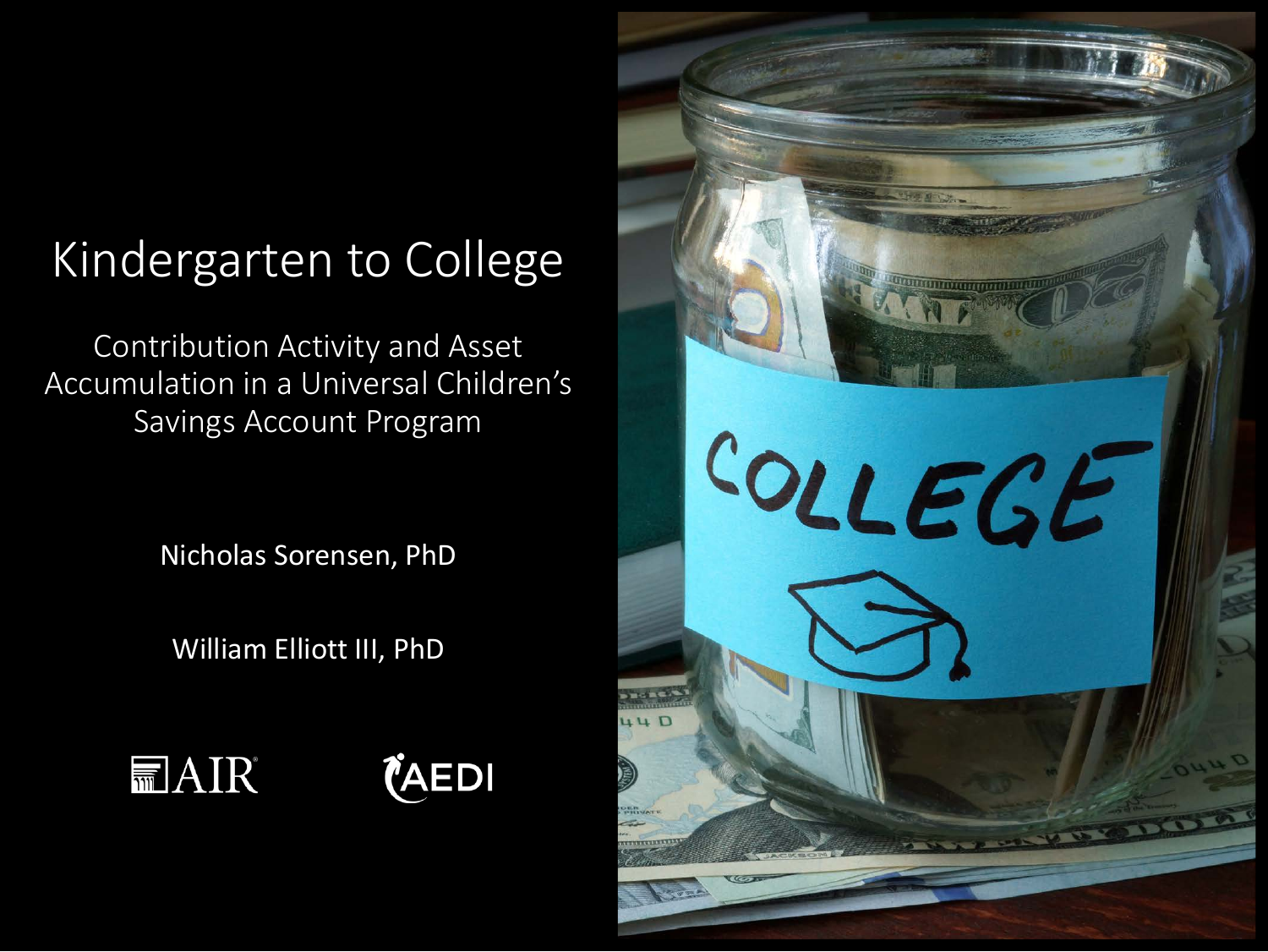# Kindergarten to College

## Contribution Activity and Asset Accumulation in a Universal Children's Savings Account Program

Nicholas Sorensen, PhD

William Elliott III, PhD

AIR

AEDI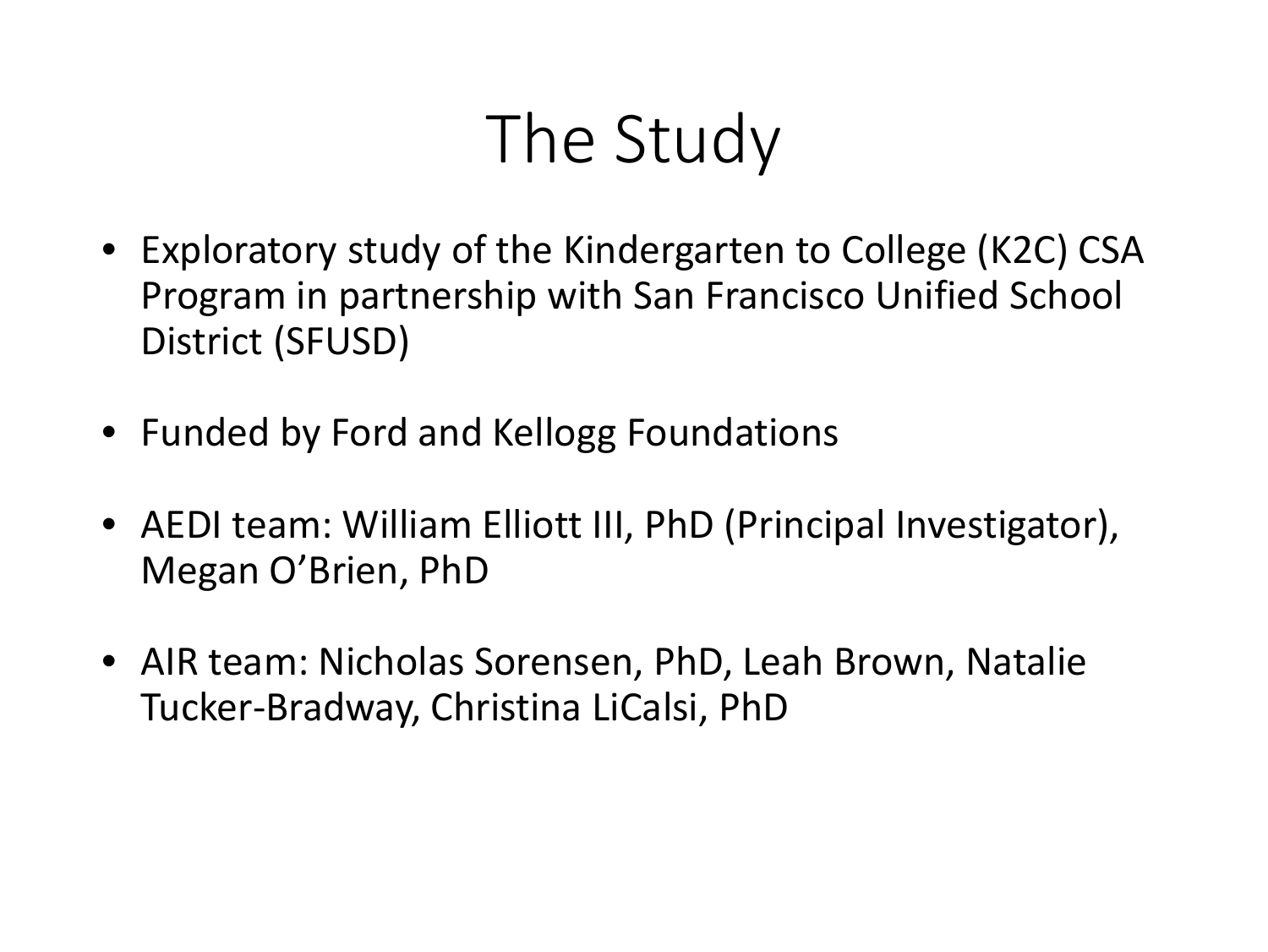# The Study

- Exploratory study of the Kindergarten to College (K2C) CSA Program in partnership with San Francisco Unified School District (SFUSD)

- Funded by Ford and Kellogg Foundations

- AEDI team: William Elliott III, PhD (Principal Investigator), Megan O'Brien, PhD

- AIR team: Nicholas Sorensen, PhD, Leah Brown, Natalie Tucker-Bradway, Christina LiCalsi, PhD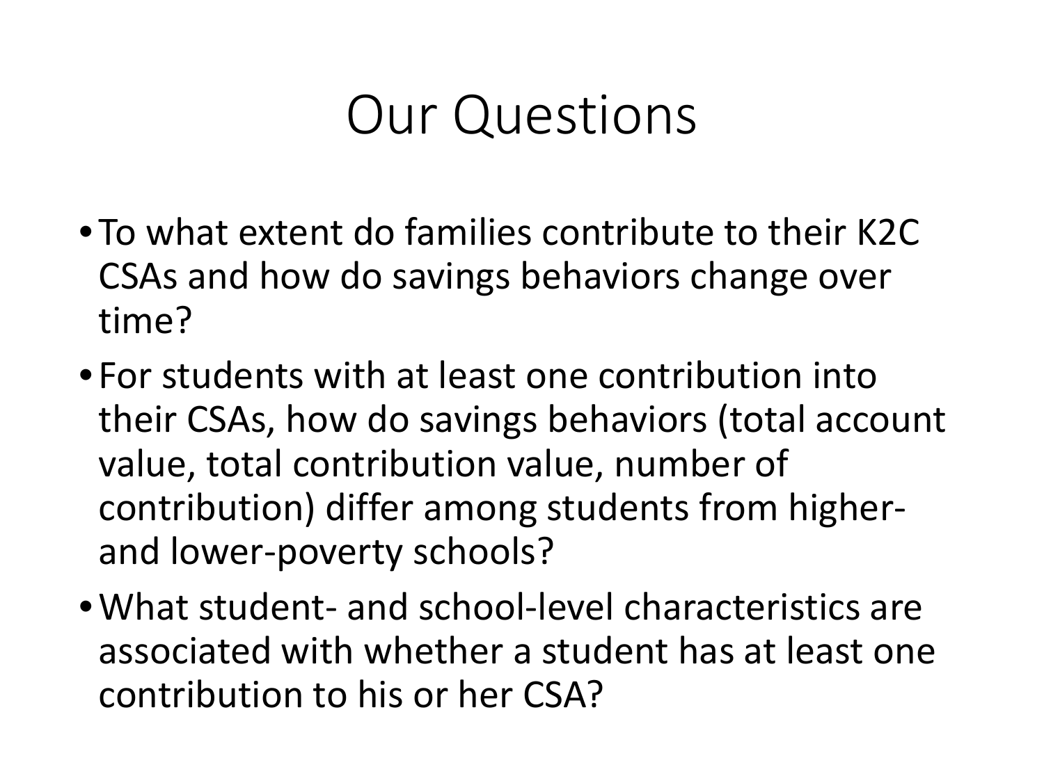# Our Questions

- To what extent do families contribute to their K2C CSAs and how do savings behaviors change over time?
- For students with at least one contribution into their CSAs, how do savings behaviors (total account value, total contribution value, number of contribution) differ among students from higher- and lower-poverty schools?
- What student- and school-level characteristics are associated with whether a student has at least one contribution to his or her CSA?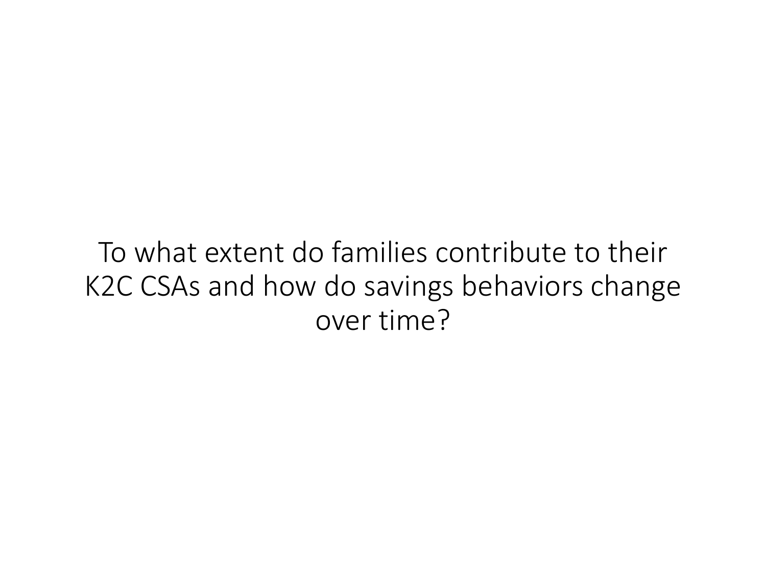To what extent do families contribute to their K2C CSAs and how do savings behaviors change over time?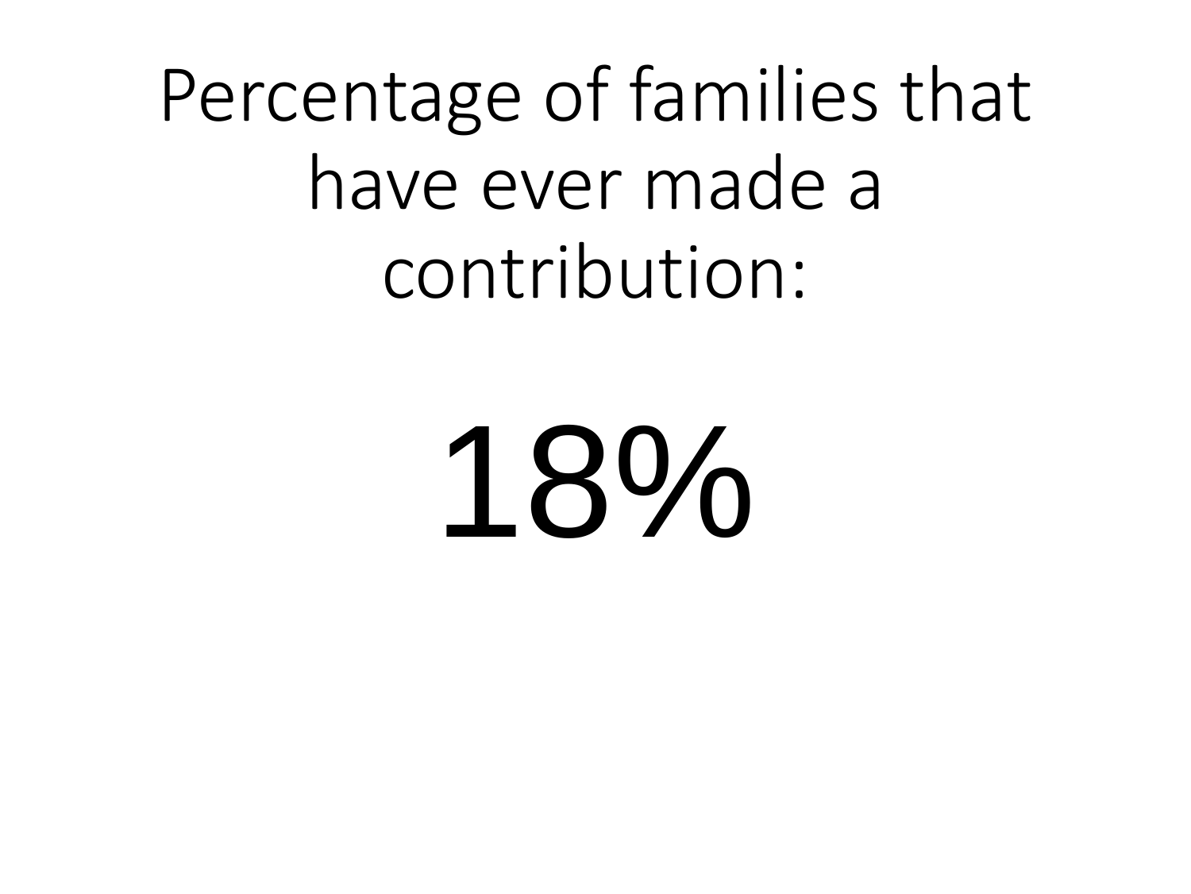# Percentage of families that have ever made a contribution:

# 18%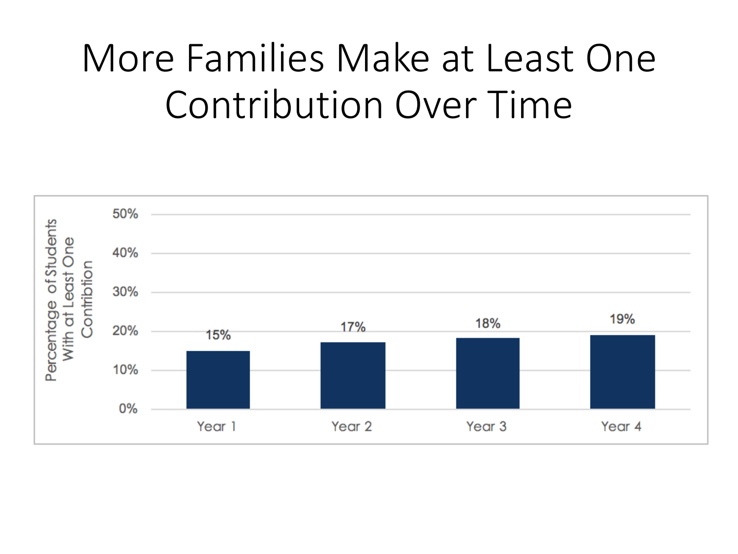# More Families Make at Least One Contribution Over Time

| | Percentage of Students With at Least One Contribtion |
|---|---|
| Year 1 | 15% |
| Year 2 | 17% |
| Year 3 | 18% |
| Year 4 | 19% |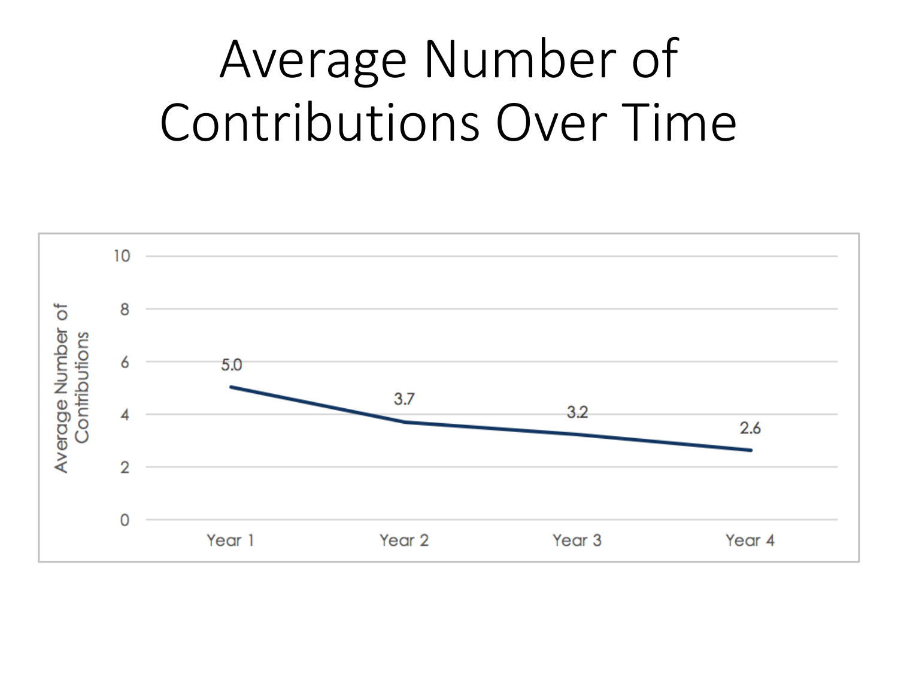# Average Number of Contributions Over Time

| | Year 1 | Year 2 | Year 3 | Year 4 |
| --- | --- | --- | --- | --- |
| Average Number of Contributions | 5.0 | 3.7 | 3.2 | 2.6 |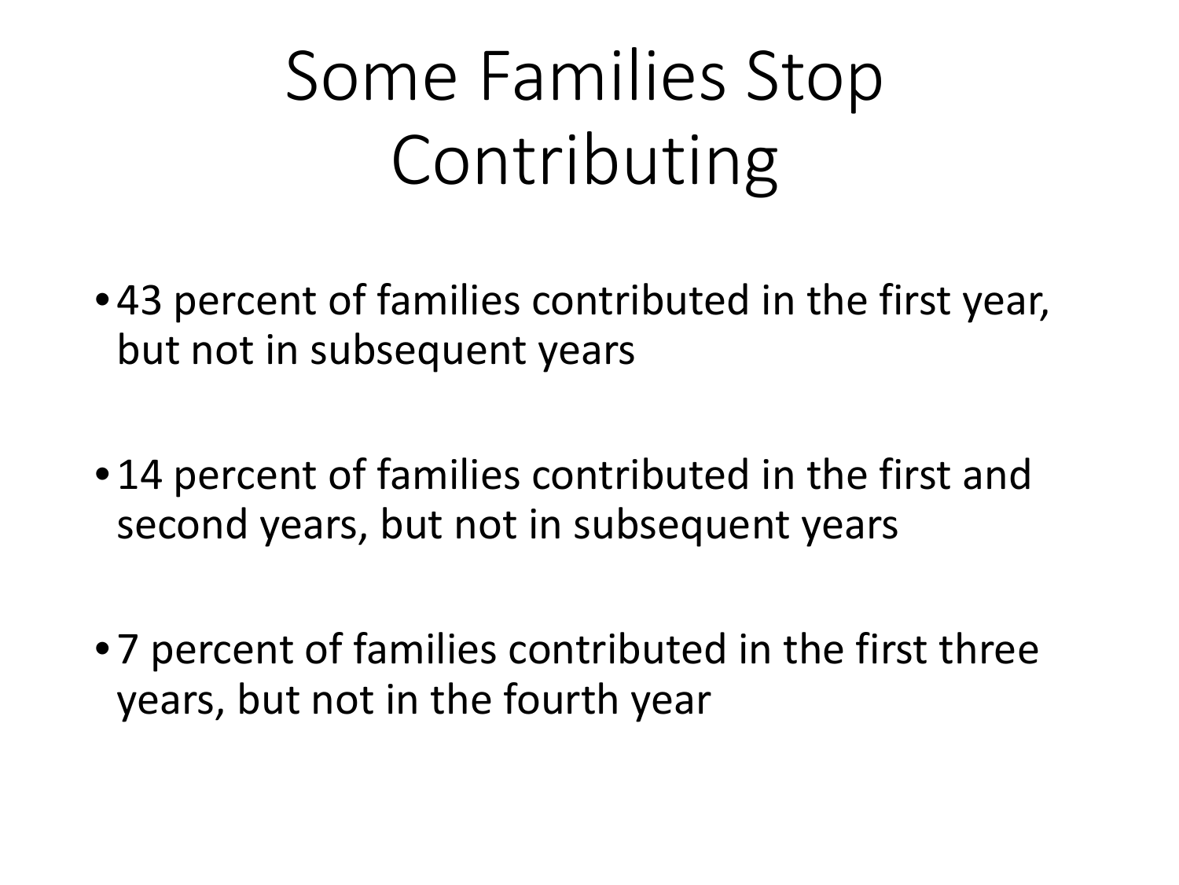# Some Families Stop Contributing

- 43 percent of families contributed in the first year, but not in subsequent years
- 14 percent of families contributed in the first and second years, but not in subsequent years
- 7 percent of families contributed in the first three years, but not in the fourth year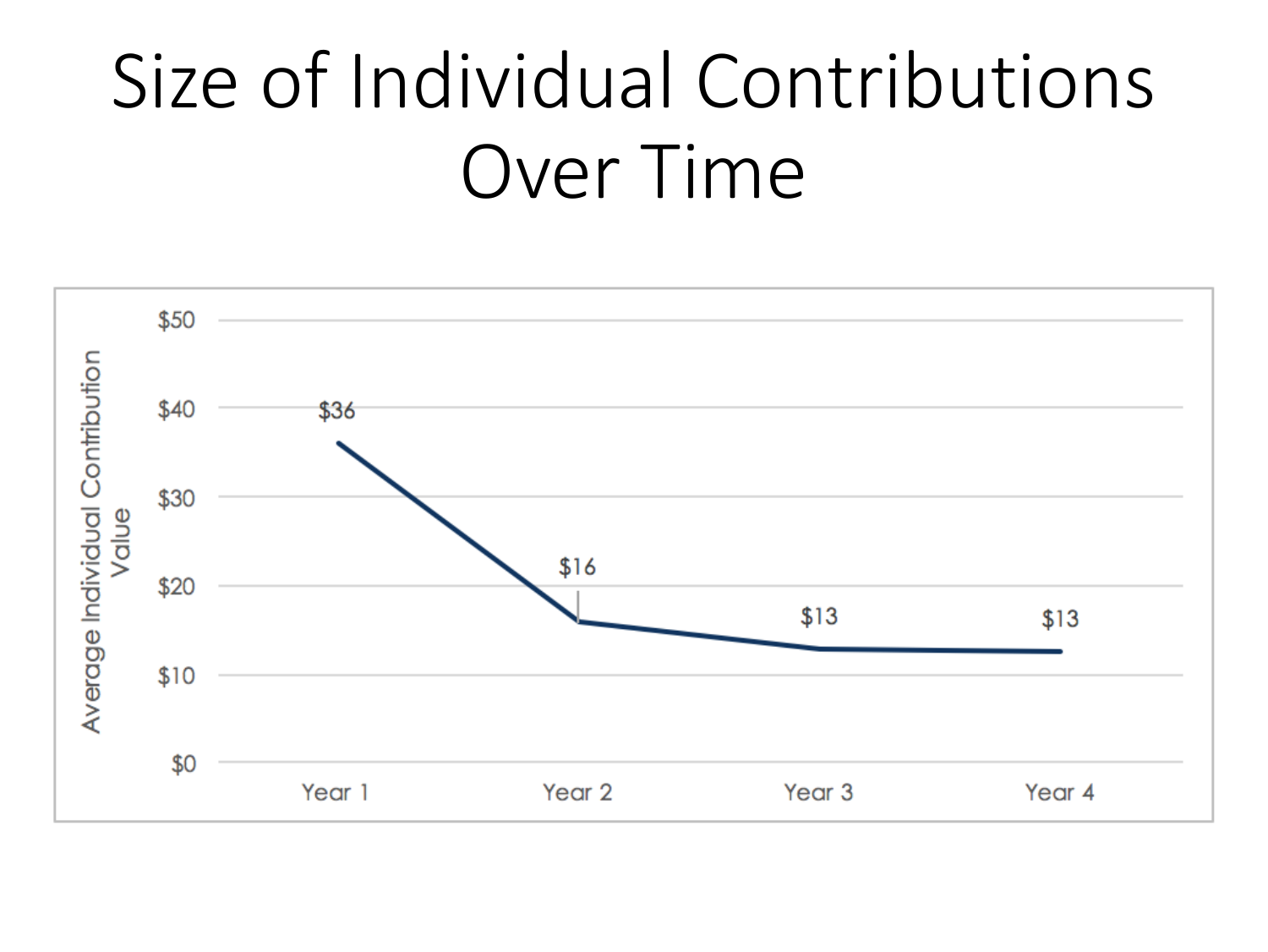# Size of Individual Contributions Over Time

| | Year 1 | Year 2 | Year 3 | Year 4 |
|---|---|---|---|---|
| Average Individual Contribution Value | $36 | $16 | $13 | $13 |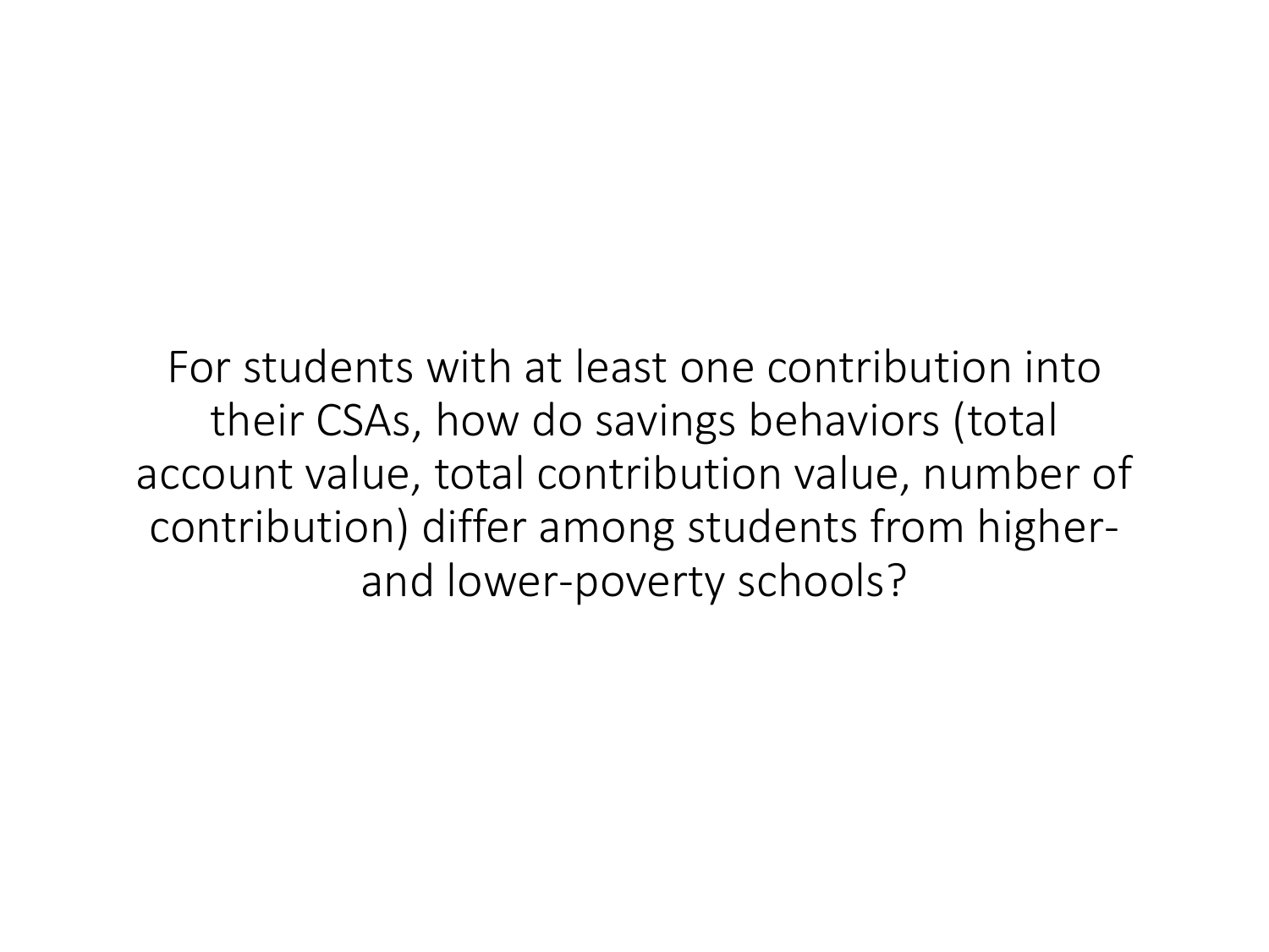For students with at least one contribution into their CSAs, how do savings behaviors (total account value, total contribution value, number of contribution) differ among students from higher- and lower-poverty schools?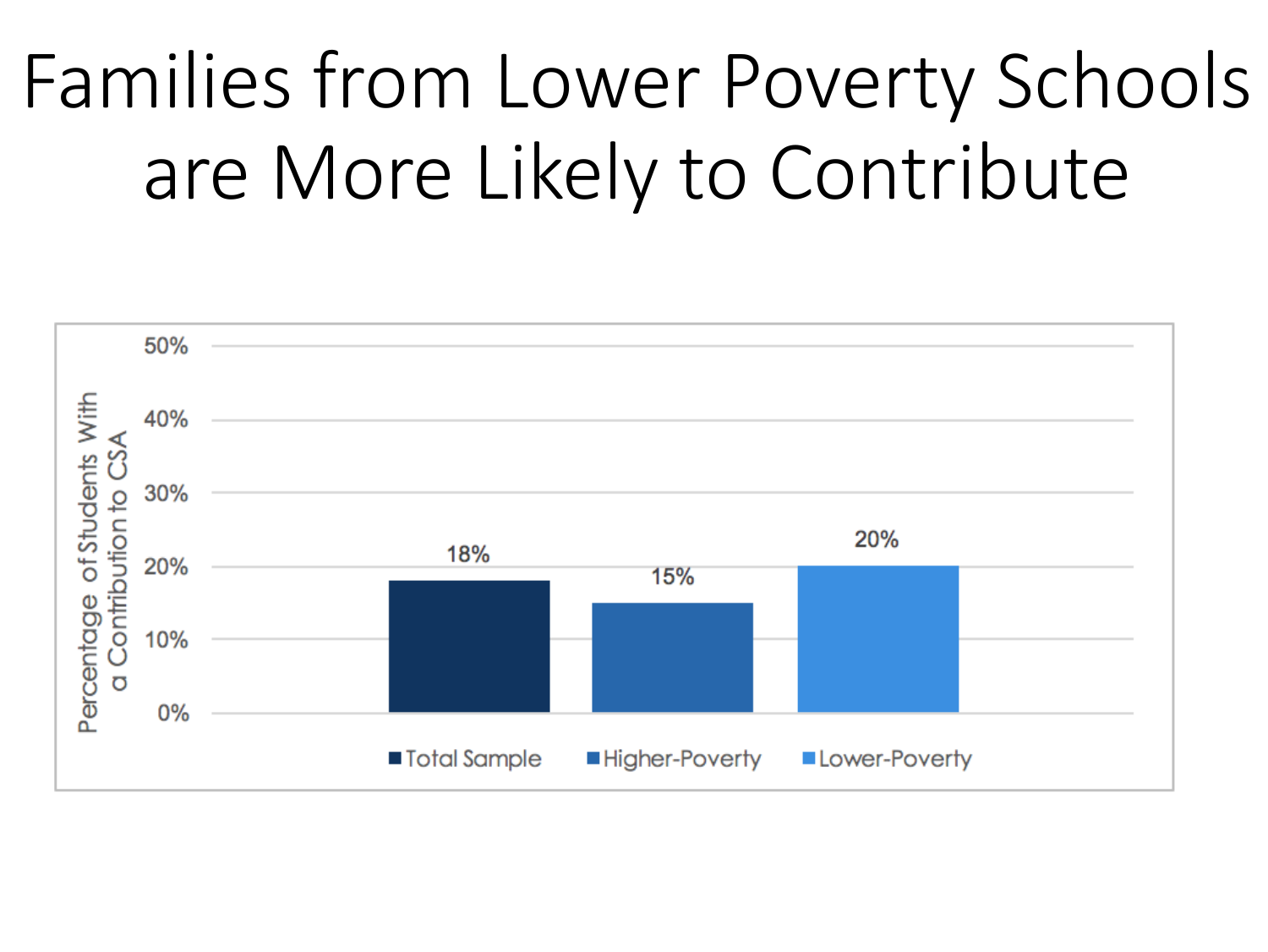# Families from Lower Poverty Schools are More Likely to Contribute

| | Percentage of Students With a Contribution to CSA |
|---|---|
| Total Sample | 18% |
| Higher-Poverty | 15% |
| Lower-Poverty | 20% |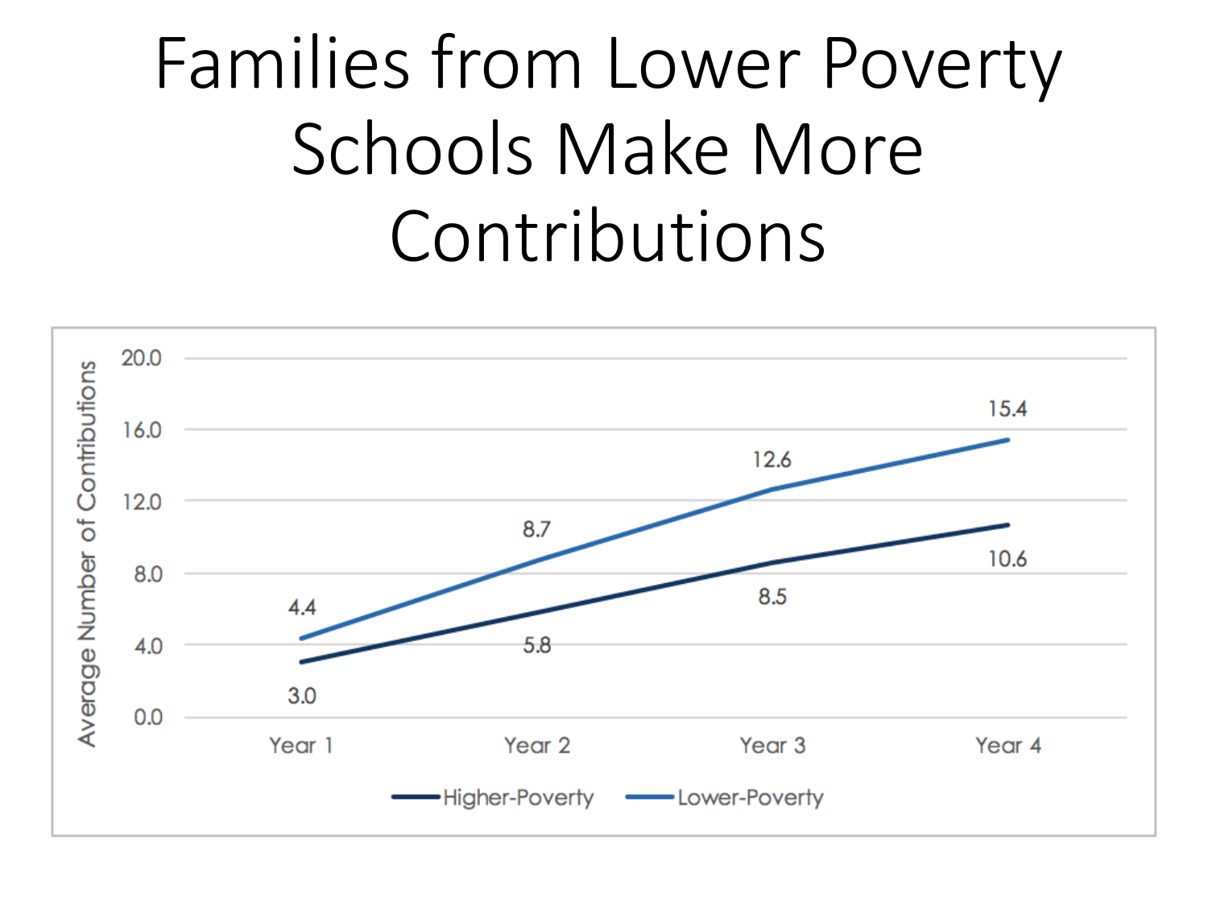# Families from Lower Poverty Schools Make More Contributions

| | Year 1 | Year 2 | Year 3 | Year 4 |
|---|---|---|---|---|
| Higher-Poverty | 3.0 | 5.8 | 8.5 | 10.6 |
| Lower-Poverty | 4.4 | 8.7 | 12.6 | 15.4 |

Average Number of Contributions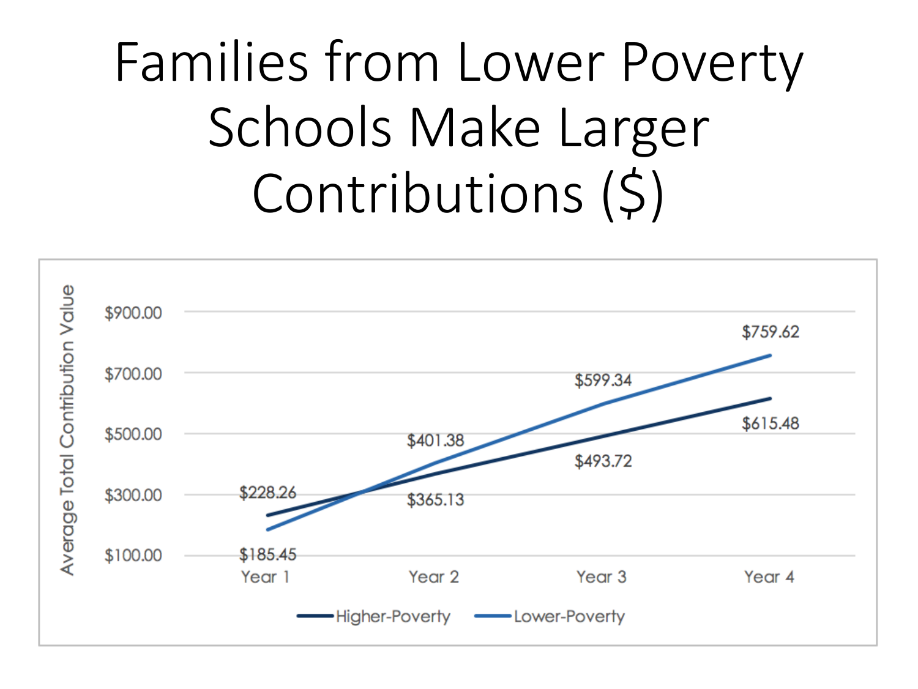# Families from Lower Poverty Schools Make Larger Contributions ($)

Average Total Contribution Value

| | Year 1 | Year 2 | Year 3 | Year 4 |
|---|---|---|---|---|
| Higher-Poverty | $228.26 | $365.13 | $493.72 | $615.48 |
| Lower-Poverty | $185.45 | $401.38 | $599.34 | $759.62 |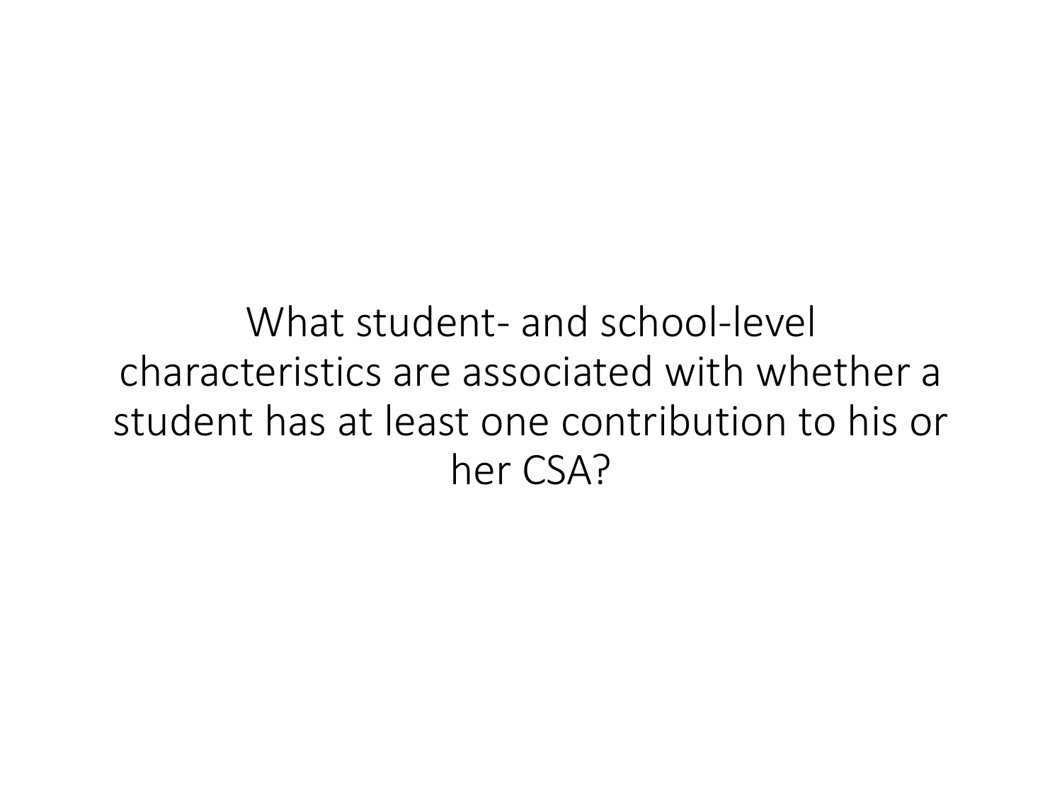What student- and school-level characteristics are associated with whether a student has at least one contribution to his or her CSA?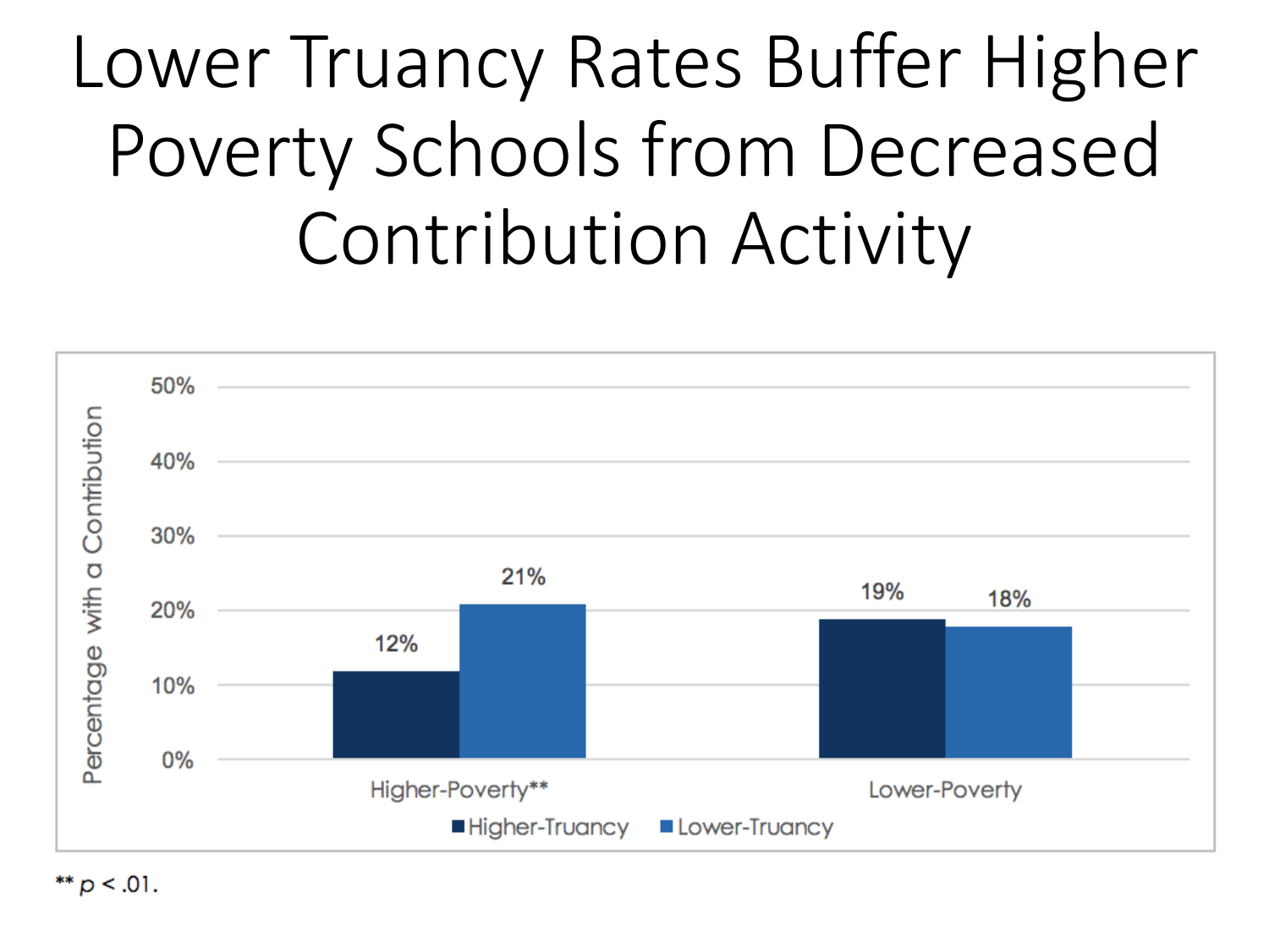# Lower Truancy Rates Buffer Higher Poverty Schools from Decreased Contribution Activity

| | Higher-Truancy | Lower-Truancy |
| --- | --- | --- |
| Higher-Poverty** | 12% | 21% |
| Lower-Poverty | 19% | 18% |

Percentage with a Contribution

** $p < .01$.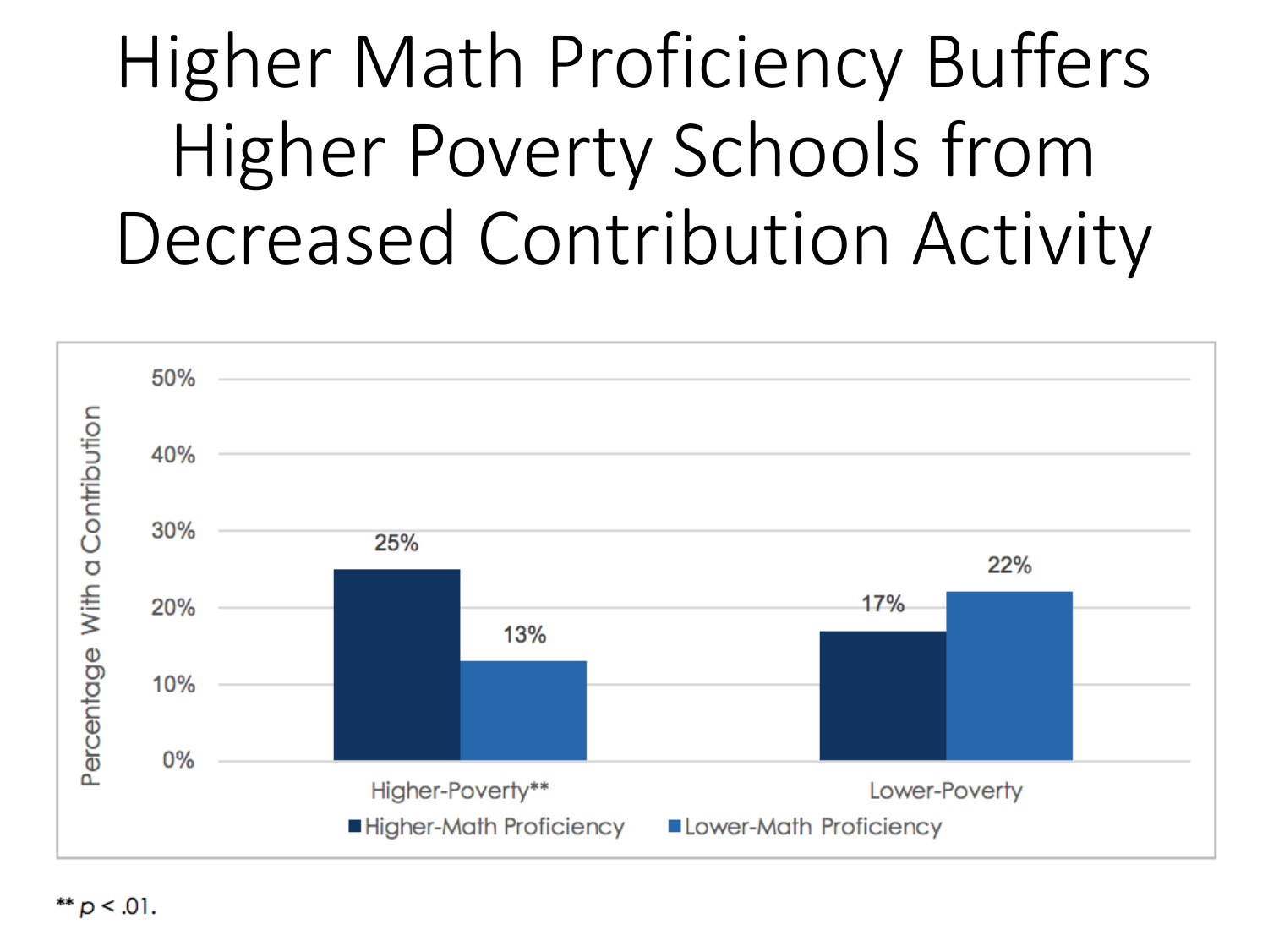# Higher Math Proficiency Buffers Higher Poverty Schools from Decreased Contribution Activity

| | Higher-Math Proficiency | Lower-Math Proficiency |
|---|---|---|
| Higher-Poverty** | 25% | 13% |
| Lower-Poverty | 17% | 22% |

Percentage With a Contribution

** $p < .01$.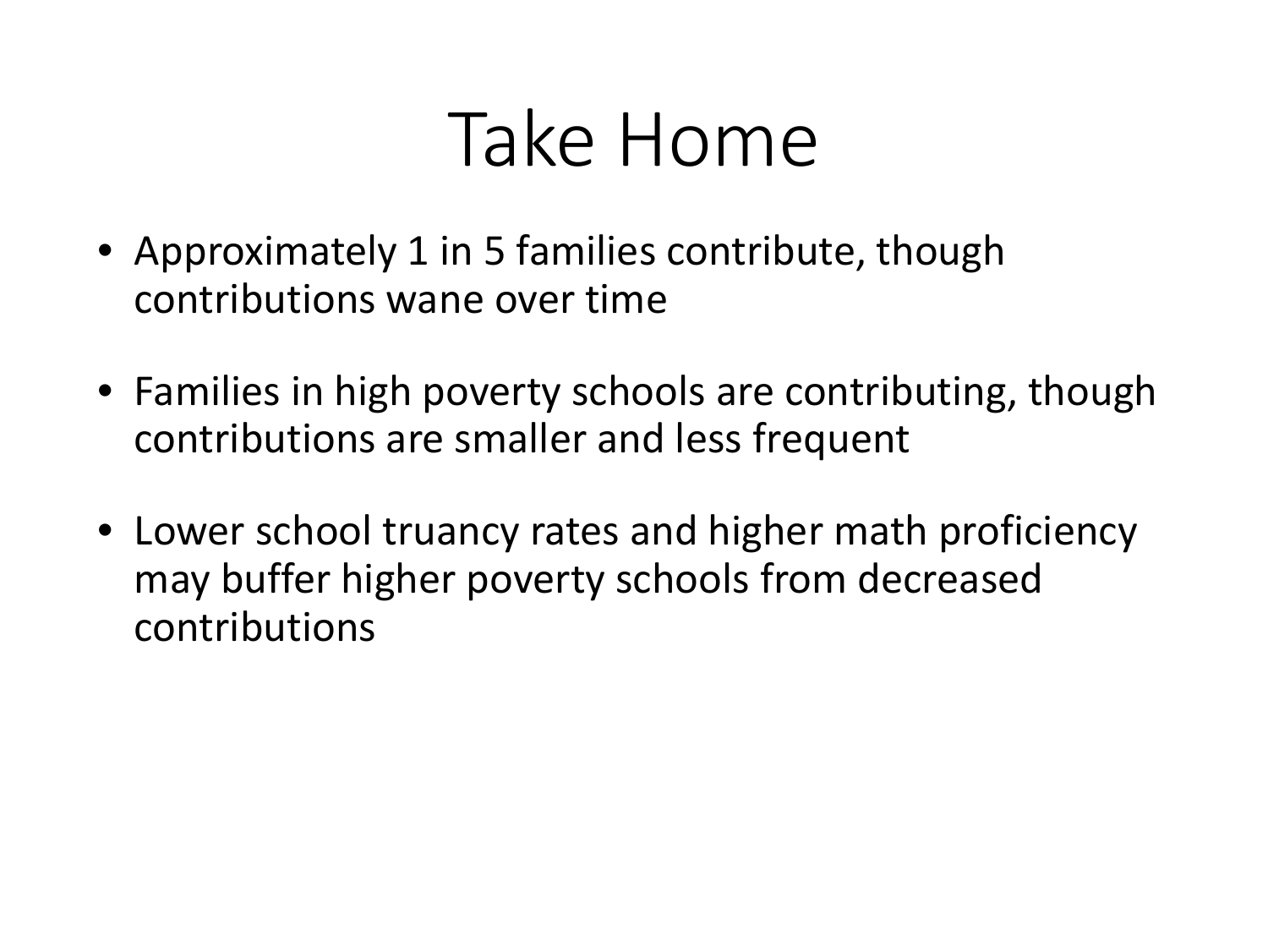# Take Home

- Approximately 1 in 5 families contribute, though contributions wane over time
- Families in high poverty schools are contributing, though contributions are smaller and less frequent
- Lower school truancy rates and higher math proficiency may buffer higher poverty schools from decreased contributions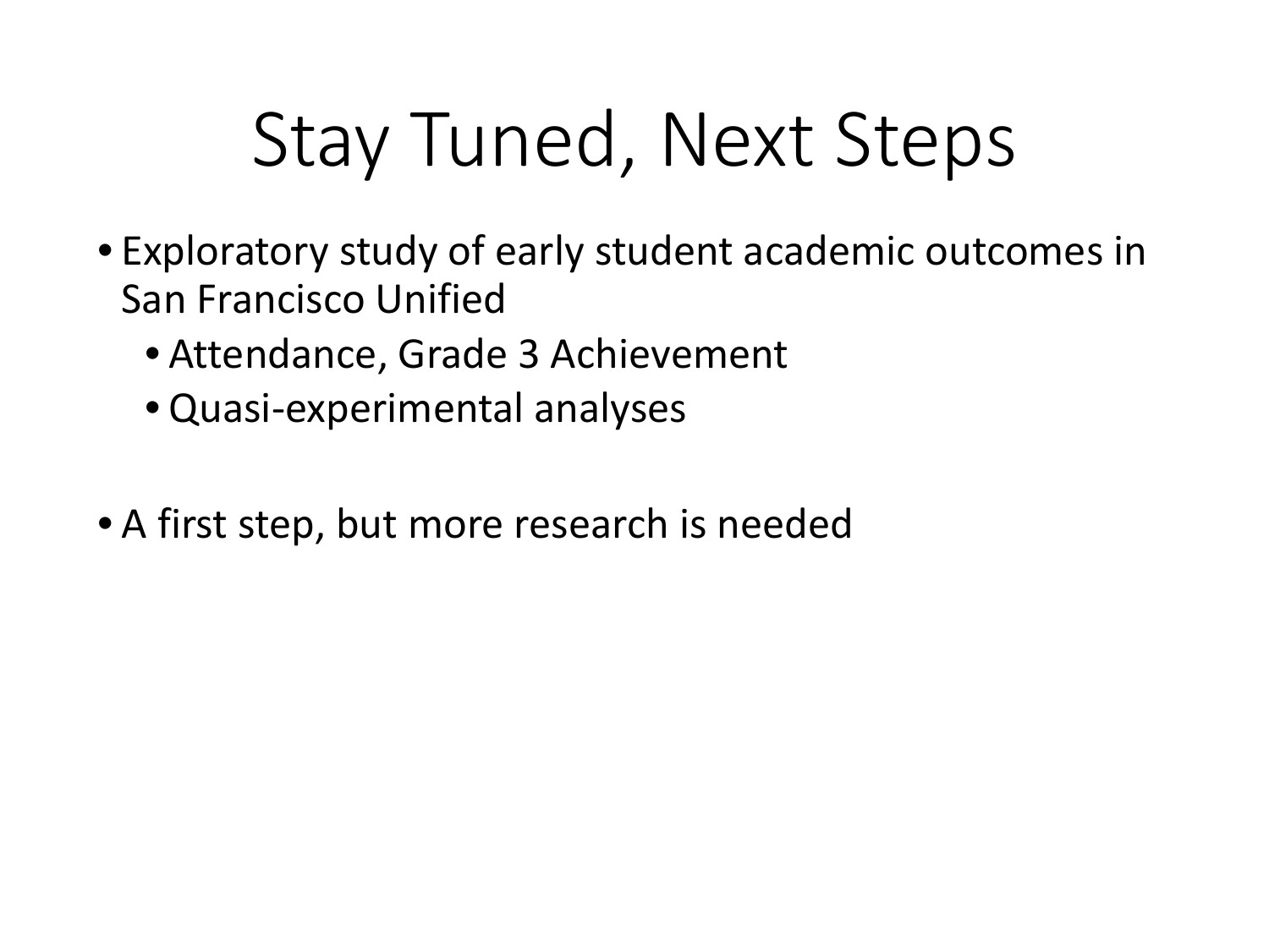# Stay Tuned, Next Steps

- Exploratory study of early student academic outcomes in San Francisco Unified
  - Attendance, Grade 3 Achievement
  - Quasi-experimental analyses

- A first step, but more research is needed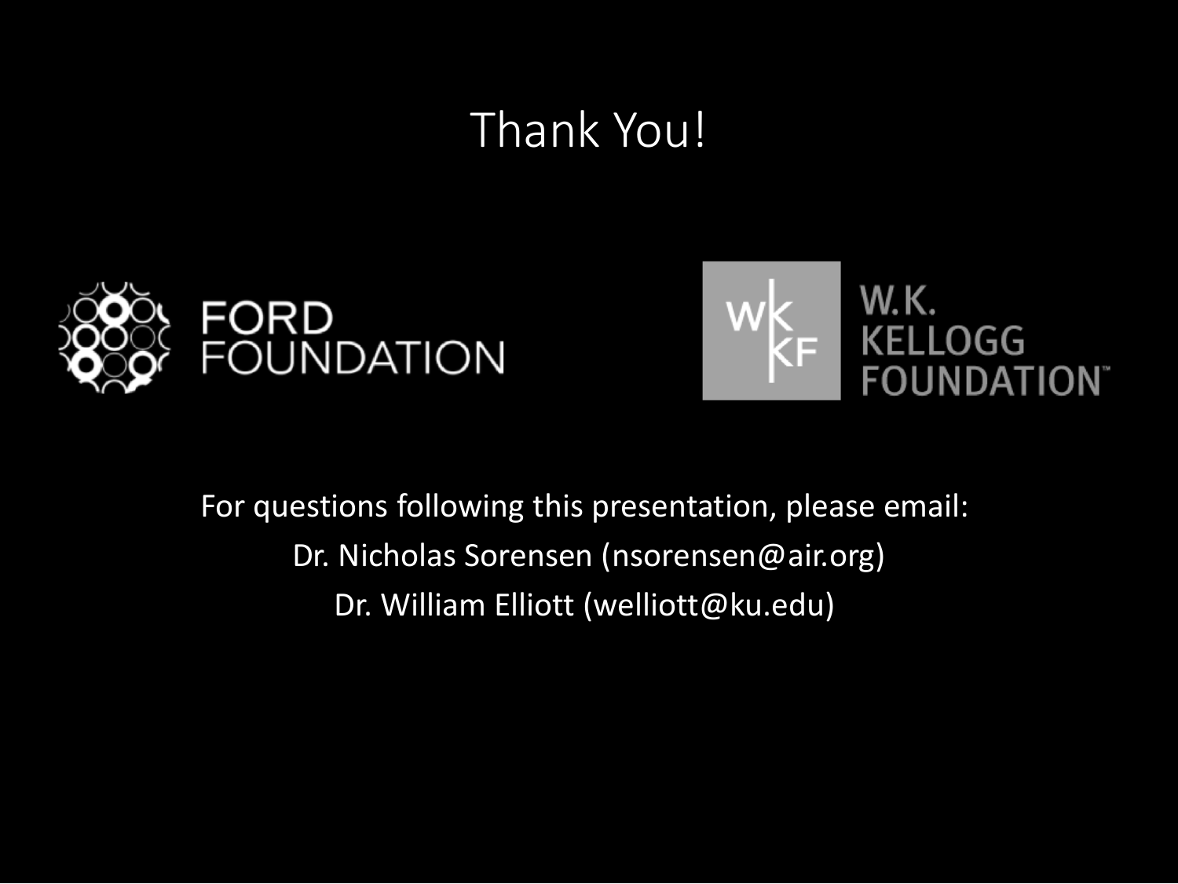# Thank You!

FORD FOUNDATION

W.K. KELLOGG FOUNDATION™

For questions following this presentation, please email:

Dr. Nicholas Sorensen (nsorensen@air.org)

Dr. William Elliott (welliott@ku.edu)